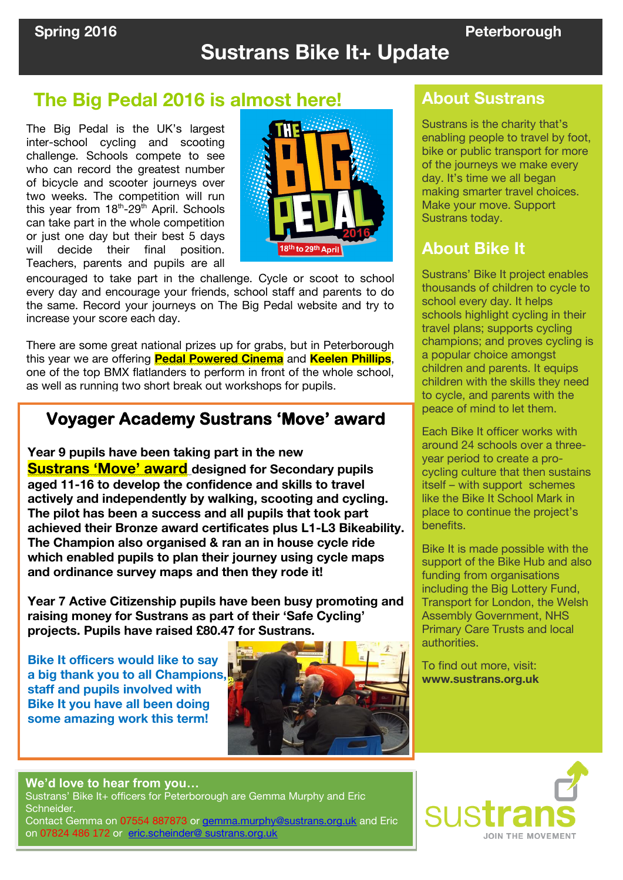Spring 2016 Peterborough

# Sustrans Bike It+ Update

## The Big Pedal 2016 is almost here!

The Big Pedal is the UK's largest inter-school cycling and scooting challenge. Schools compete to see who can record the greatest number of bicycle and scooter journeys over two weeks. The competition will run this year from 18th-29th April. Schools can take part in the whole competition or just one day but their best 5 days will decide their final position. Teachers, parents and pupils are all encouraged to take part in the challenge. Cycle or scoot to school every day and encourage your friends, school staff and parents to do the same. Record your journeys on The Big Pedal website and try to increase your score each day.

There are some great national prizes up for grabs, but in Peterborough this year we are offering **Pedal Powered Cinema** and **Keelen Phillips**, one of the top BMX flatlanders to perform in front of the whole school, as well as running two short break out workshops for pupils.

## Voyager Academy Sustrans 'Move' award

**Year 9 pupils have been taking part in the new Sustrans 'Move' award designed for Secondary pupils aged 11-16 to develop the confidence and skills to travel actively and independently by walking, scooting and cycling. The pilot has been a success and all pupils that took part achieved their Bronze award certificates plus L1-L3 Bikeability. The Champion also organised & ran an in house cycle ride which enabled pupils to plan their journey using cycle maps and ordinance survey maps and then they rode it!**

**Year 7 Active Citizenship pupils have been busy promoting and raising money for Sustrans as part of their 'Safe Cycling' projects. Pupils have raised £80.47 for Sustrans.**

**Bike It officers would like to say a big thank you to all Champions, staff and pupils involved with Bike It you have all been doing some amazing work this term!**

## About Sustrans

Sustrans is the charity that's enabling people to travel by foot, bike or public transport for more of the journeys we make every day. It's time we all began making smarter travel choices. Make your move. Support Sustrans today.

## About Bike It

Sustrans' Bike It project enables thousands of children to cycle to school every day. It helps schools highlight cycling in their travel plans; supports cycling champions; and proves cycling is a popular choice amongst children and parents. It equips children with the skills they need to cycle, and parents with the peace of mind to let them.

Each Bike It officer works with around 24 schools over a three-year period to create a pro-cycling culture that then sustains itself – with support schemes like the Bike It School Mark in place to continue the project's benefits.

Bike It is made possible with the support of the Bike Hub and also funding from organisations including the Big Lottery Fund, Transport for London, the Welsh Assembly Government, NHS Primary Care Trusts and local authorities.

To find out more, visit: **www.sustrans.org.uk**

**We'd love to hear from you…**

Sustrans' Bike It+ officers for Peterborough are Gemma Murphy and Eric Schneider.

Contact Gemma on 07554 887873 or gemma.murphy@sustrans.org.uk and Eric on 07824 486 172 or eric.scheinder@ sustrans.org.uk

sustrans JOIN THE MOVEMENT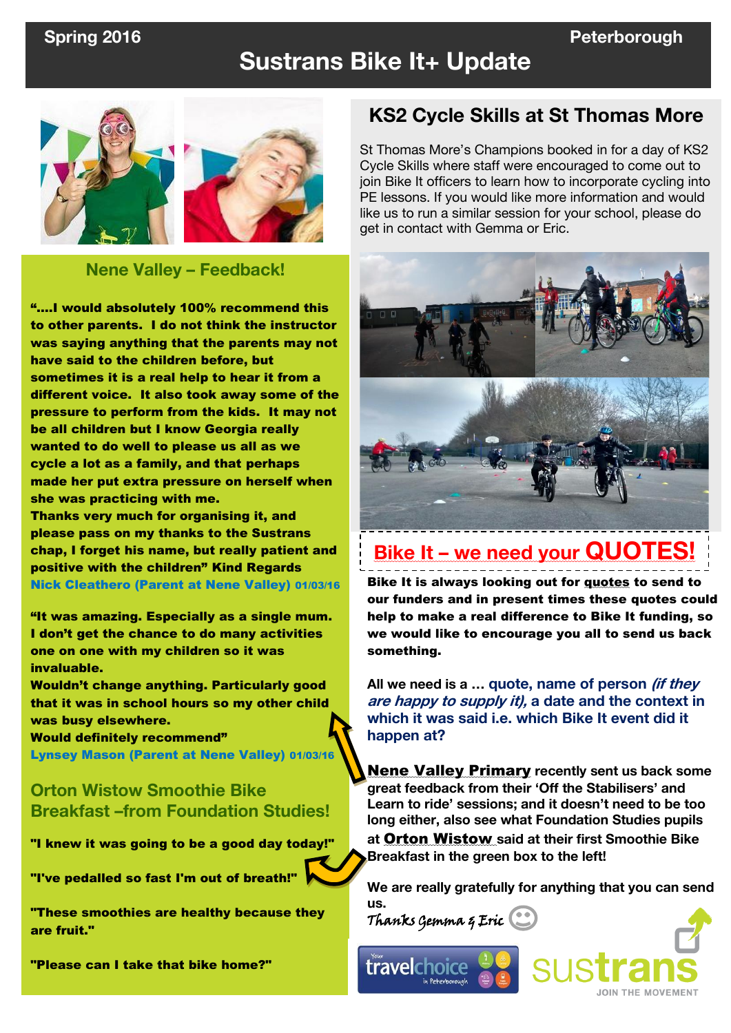# Sustrans Bike It+ Update

**Spring 2016** — **Peterborough**

## Nene Valley – Feedback!

**"….I would absolutely 100% recommend this to other parents. I do not think the instructor was saying anything that the parents may not have said to the children before, but sometimes it is a real help to hear it from a different voice. It also took away some of the pressure to perform from the kids. It may not be all children but I know Georgia really wanted to do well to please us all as we cycle a lot as a family, and that perhaps made her put extra pressure on herself when she was practicing with me.**
**Thanks very much for organising it, and please pass on my thanks to the Sustrans chap, I forget his name, but really patient and positive with the children" Kind Regards**
**Nick Cleathero (Parent at Nene Valley) 01/03/16**

**"It was amazing. Especially as a single mum. I don't get the chance to do many activities one on one with my children so it was invaluable.**
**Wouldn't change anything. Particularly good that it was in school hours so my other child was busy elsewhere.**
**Would definitely recommend"**
**Lynsey Mason (Parent at Nene Valley) 01/03/16**

## Orton Wistow Smoothie Bike Breakfast –from Foundation Studies!

**"I knew it was going to be a good day today!"**

**"I've pedalled so fast I'm out of breath!"**

**"These smoothies are healthy because they are fruit."**

**"Please can I take that bike home?"**

## KS2 Cycle Skills at St Thomas More

St Thomas More's Champions booked in for a day of KS2 Cycle Skills where staff were encouraged to come out to join Bike It officers to learn how to incorporate cycling into PE lessons. If you would like more information and would like us to run a similar session for your school, please do get in contact with Gemma or Eric.

## Bike It – we need your QUOTES!

**Bike It is always looking out for quotes to send to our funders and in present times these quotes could help to make a real difference to Bike It funding, so we would like to encourage you all to send us back something.**

**All we need is a … quote, name of person *(if they are happy to supply it)*, a date and the context in which it was said i.e. which Bike It event did it happen at?**

**Nene Valley Primary** recently sent us back some great feedback from their 'Off the Stabilisers' and Learn to ride' sessions; and it doesn't need to be too long either, also see what Foundation Studies pupils at **Orton Wistow** said at their first Smoothie Bike Breakfast in the green box to the left!

**We are really gratefully for anything that you can send us.**

*Thanks Gemma & Eric* ☺

Your travelchoice in Peterborough

sustrans JOIN THE MOVEMENT